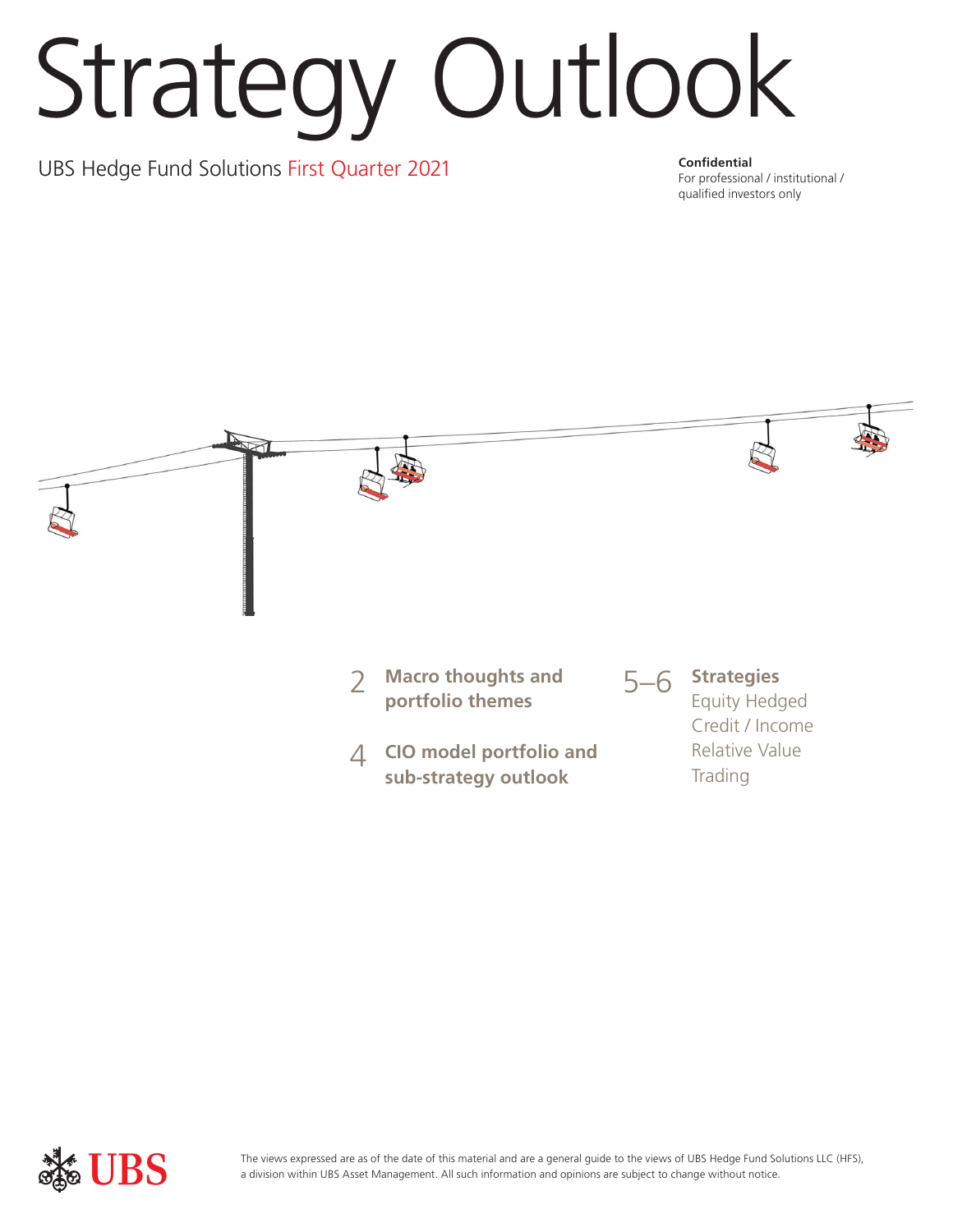# Strategy Outlook

UBS Hedge Fund Solutions First Quarter 2021

**Confidential**
For professional / institutional / qualified investors only

2 **Macro thoughts and portfolio themes**

4 **CIO model portfolio and sub-strategy outlook**

5–6 **Strategies**
Equity Hedged
Credit / Income
Relative Value
Trading

The views expressed are as of the date of this material and are a general guide to the views of UBS Hedge Fund Solutions LLC (HFS), a division within UBS Asset Management. All such information and opinions are subject to change without notice.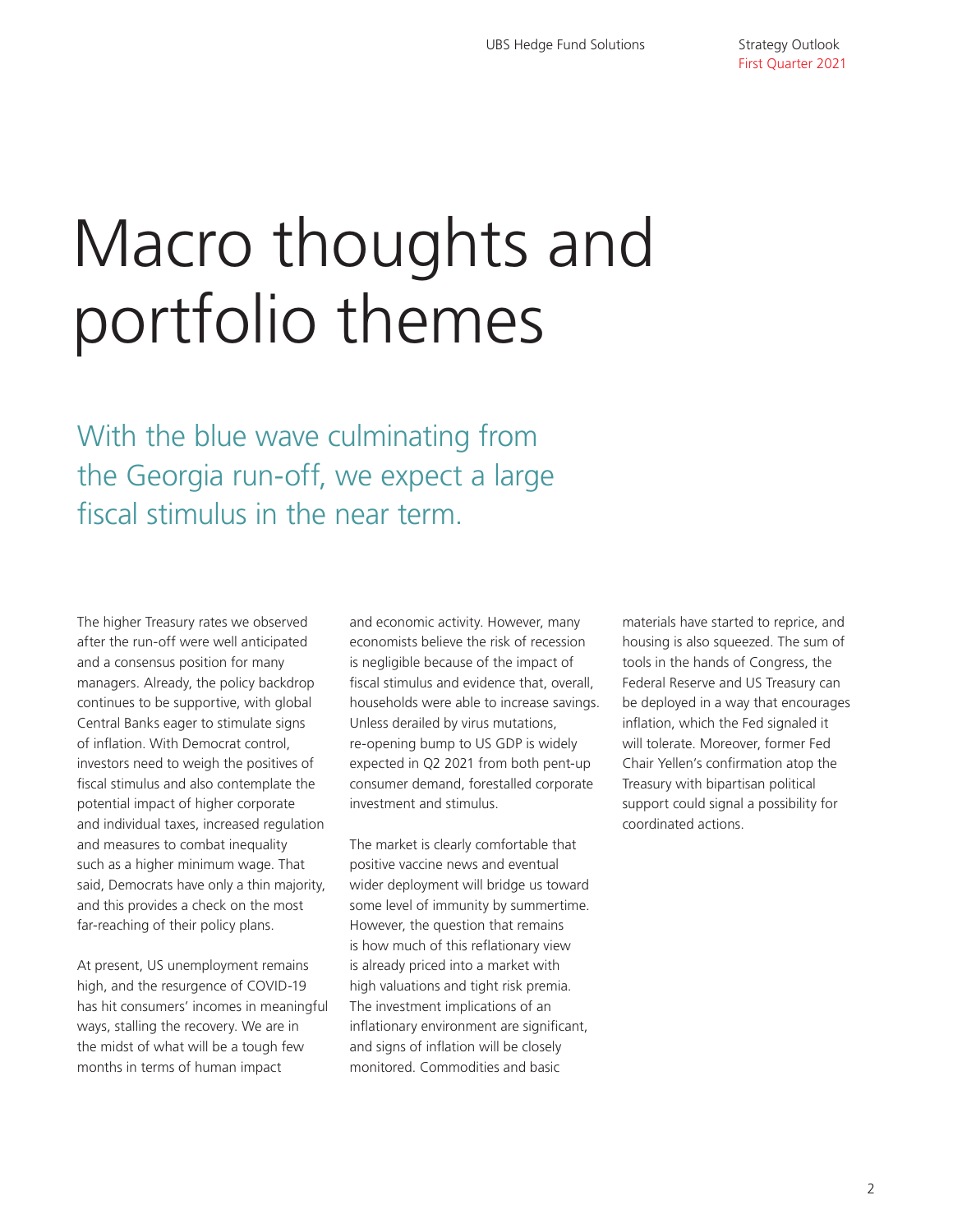# Macro thoughts and portfolio themes

## With the blue wave culminating from the Georgia run-off, we expect a large fiscal stimulus in the near term.

The higher Treasury rates we observed after the run-off were well anticipated and a consensus position for many managers. Already, the policy backdrop continues to be supportive, with global Central Banks eager to stimulate signs of inflation. With Democrat control, investors need to weigh the positives of fiscal stimulus and also contemplate the potential impact of higher corporate and individual taxes, increased regulation and measures to combat inequality such as a higher minimum wage. That said, Democrats have only a thin majority, and this provides a check on the most far-reaching of their policy plans.

At present, US unemployment remains high, and the resurgence of COVID-19 has hit consumers' incomes in meaningful ways, stalling the recovery. We are in the midst of what will be a tough few months in terms of human impact and economic activity. However, many economists believe the risk of recession is negligible because of the impact of fiscal stimulus and evidence that, overall, households were able to increase savings. Unless derailed by virus mutations, re-opening bump to US GDP is widely expected in Q2 2021 from both pent-up consumer demand, forestalled corporate investment and stimulus.

The market is clearly comfortable that positive vaccine news and eventual wider deployment will bridge us toward some level of immunity by summertime. However, the question that remains is how much of this reflationary view is already priced into a market with high valuations and tight risk premia. The investment implications of an inflationary environment are significant, and signs of inflation will be closely monitored. Commodities and basic materials have started to reprice, and housing is also squeezed. The sum of tools in the hands of Congress, the Federal Reserve and US Treasury can be deployed in a way that encourages inflation, which the Fed signaled it will tolerate. Moreover, former Fed Chair Yellen's confirmation atop the Treasury with bipartisan political support could signal a possibility for coordinated actions.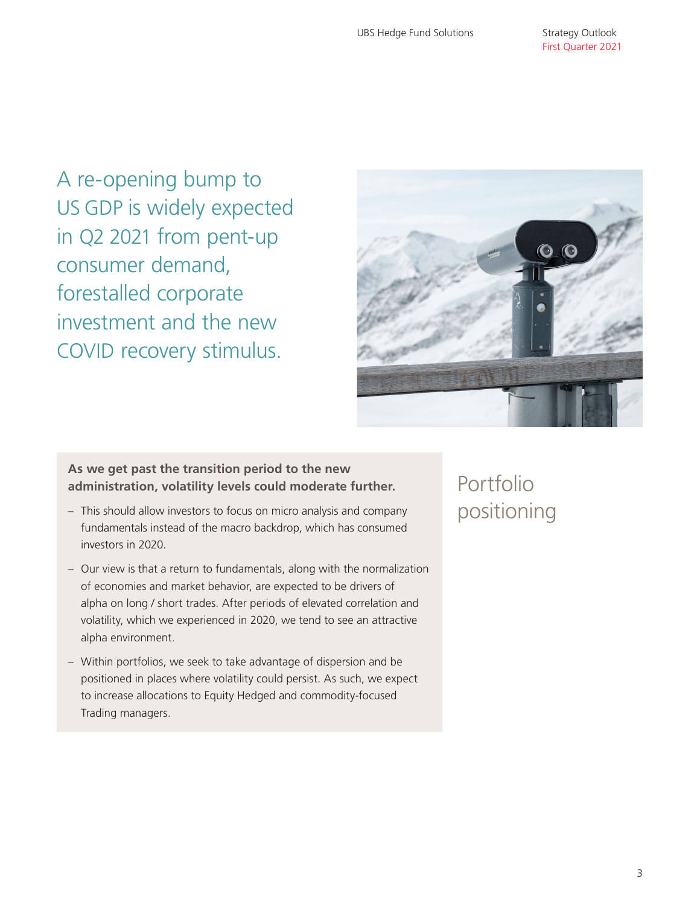A re-opening bump to US GDP is widely expected in Q2 2021 from pent-up consumer demand, forestalled corporate investment and the new COVID recovery stimulus.

## Portfolio positioning

**As we get past the transition period to the new administration, volatility levels could moderate further.**

- This should allow investors to focus on micro analysis and company fundamentals instead of the macro backdrop, which has consumed investors in 2020.
- Our view is that a return to fundamentals, along with the normalization of economies and market behavior, are expected to be drivers of alpha on long / short trades. After periods of elevated correlation and volatility, which we experienced in 2020, we tend to see an attractive alpha environment.
- Within portfolios, we seek to take advantage of dispersion and be positioned in places where volatility could persist. As such, we expect to increase allocations to Equity Hedged and commodity-focused Trading managers.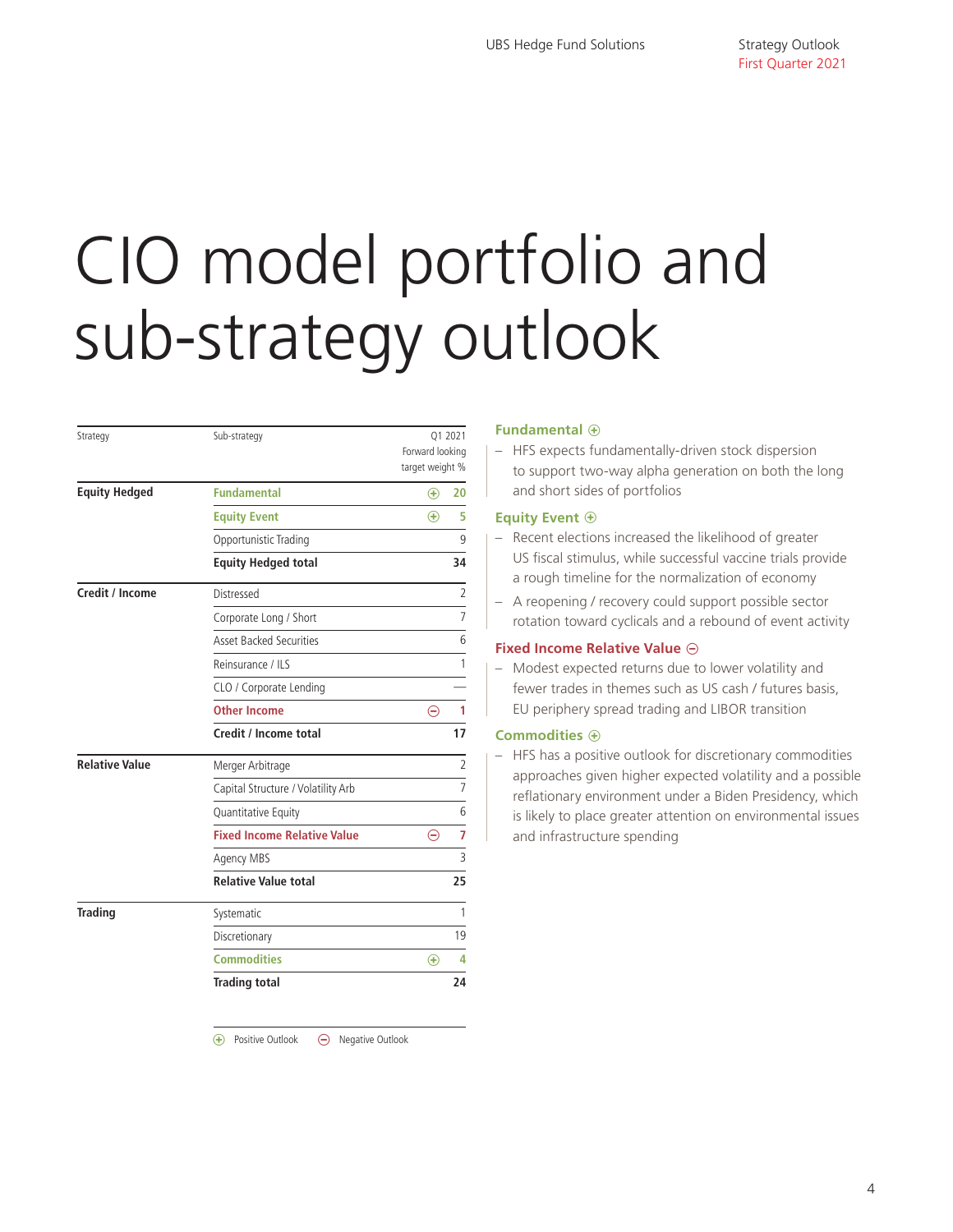# CIO model portfolio and sub-strategy outlook

| Strategy | Sub-strategy | Outlook | Q1 2021 Forward looking target weight % |
|---|---|---|---|
| **Equity Hedged** | Fundamental | ⊕ | 20 |
| | Equity Event | ⊕ | 5 |
| | Opportunistic Trading | | 9 |
| | **Equity Hedged total** | | **34** |
| **Credit / Income** | Distressed | | 2 |
| | Corporate Long / Short | | 7 |
| | Asset Backed Securities | | 6 |
| | Reinsurance / ILS | | 1 |
| | CLO / Corporate Lending | | — |
| | Other Income | ⊖ | 1 |
| | **Credit / Income total** | | **17** |
| **Relative Value** | Merger Arbitrage | | 2 |
| | Capital Structure / Volatility Arb | | 7 |
| | Quantitative Equity | | 6 |
| | Fixed Income Relative Value | ⊖ | 7 |
| | Agency MBS | | 3 |
| | **Relative Value total** | | **25** |
| **Trading** | Systematic | | 1 |
| | Discretionary | | 19 |
| | Commodities | ⊕ | 4 |
| | **Trading total** | | **24** |

⊕ Positive Outlook ⊖ Negative Outlook

### Fundamental ⊕

- HFS expects fundamentally-driven stock dispersion to support two-way alpha generation on both the long and short sides of portfolios

### Equity Event ⊕

- Recent elections increased the likelihood of greater US fiscal stimulus, while successful vaccine trials provide a rough timeline for the normalization of economy
- A reopening / recovery could support possible sector rotation toward cyclicals and a rebound of event activity

### Fixed Income Relative Value ⊖

- Modest expected returns due to lower volatility and fewer trades in themes such as US cash / futures basis, EU periphery spread trading and LIBOR transition

### Commodities ⊕

- HFS has a positive outlook for discretionary commodities approaches given higher expected volatility and a possible reflationary environment under a Biden Presidency, which is likely to place greater attention on environmental issues and infrastructure spending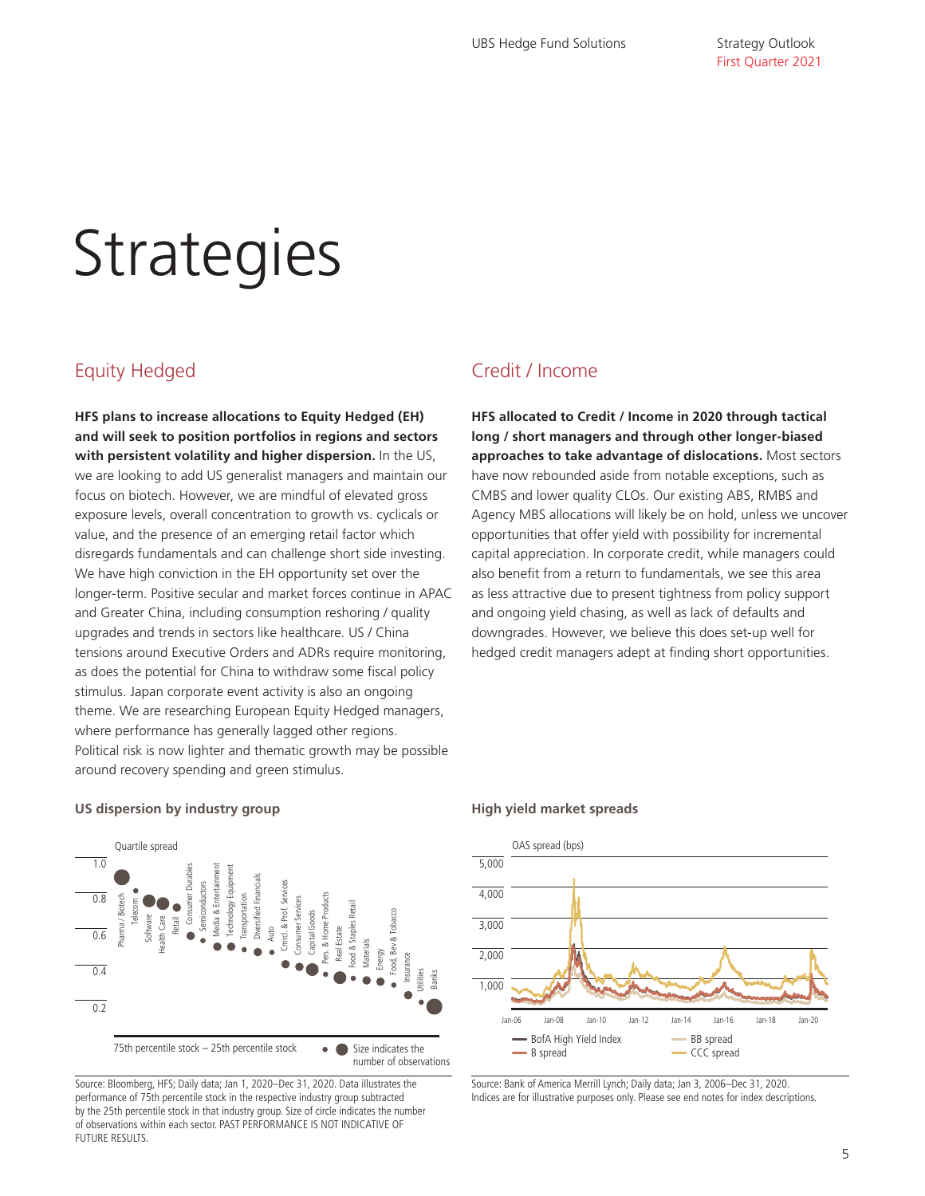# Strategies

## Equity Hedged

**HFS plans to increase allocations to Equity Hedged (EH) and will seek to position portfolios in regions and sectors with persistent volatility and higher dispersion.** In the US, we are looking to add US generalist managers and maintain our focus on biotech. However, we are mindful of elevated gross exposure levels, overall concentration to growth vs. cyclicals or value, and the presence of an emerging retail factor which disregards fundamentals and can challenge short side investing. We have high conviction in the EH opportunity set over the longer-term. Positive secular and market forces continue in APAC and Greater China, including consumption reshoring / quality upgrades and trends in sectors like healthcare. US / China tensions around Executive Orders and ADRs require monitoring, as does the potential for China to withdraw some fiscal policy stimulus. Japan corporate event activity is also an ongoing theme. We are researching European Equity Hedged managers, where performance has generally lagged other regions. Political risk is now lighter and thematic growth may be possible around recovery spending and green stimulus.

**US dispersion by industry group**

Quartile spread

75th percentile stock – 25th percentile stock

Size indicates the number of observations

Source: Bloomberg, HFS; Daily data; Jan 1, 2020–Dec 31, 2020. Data illustrates the performance of 75th percentile stock in the respective industry group subtracted by the 25th percentile stock in that industry group. Size of circle indicates the number of observations within each sector. PAST PERFORMANCE IS NOT INDICATIVE OF FUTURE RESULTS.

## Credit / Income

**HFS allocated to Credit / Income in 2020 through tactical long / short managers and through other longer-biased approaches to take advantage of dislocations.** Most sectors have now rebounded aside from notable exceptions, such as CMBS and lower quality CLOs. Our existing ABS, RMBS and Agency MBS allocations will likely be on hold, unless we uncover opportunities that offer yield with possibility for incremental capital appreciation. In corporate credit, while managers could also benefit from a return to fundamentals, we see this area as less attractive due to present tightness from policy support and ongoing yield chasing, as well as lack of defaults and downgrades. However, we believe this does set-up well for hedged credit managers adept at finding short opportunities.

**High yield market spreads**

OAS spread (bps)

Source: Bank of America Merrill Lynch; Daily data; Jan 3, 2006–Dec 31, 2020. Indices are for illustrative purposes only. Please see end notes for index descriptions.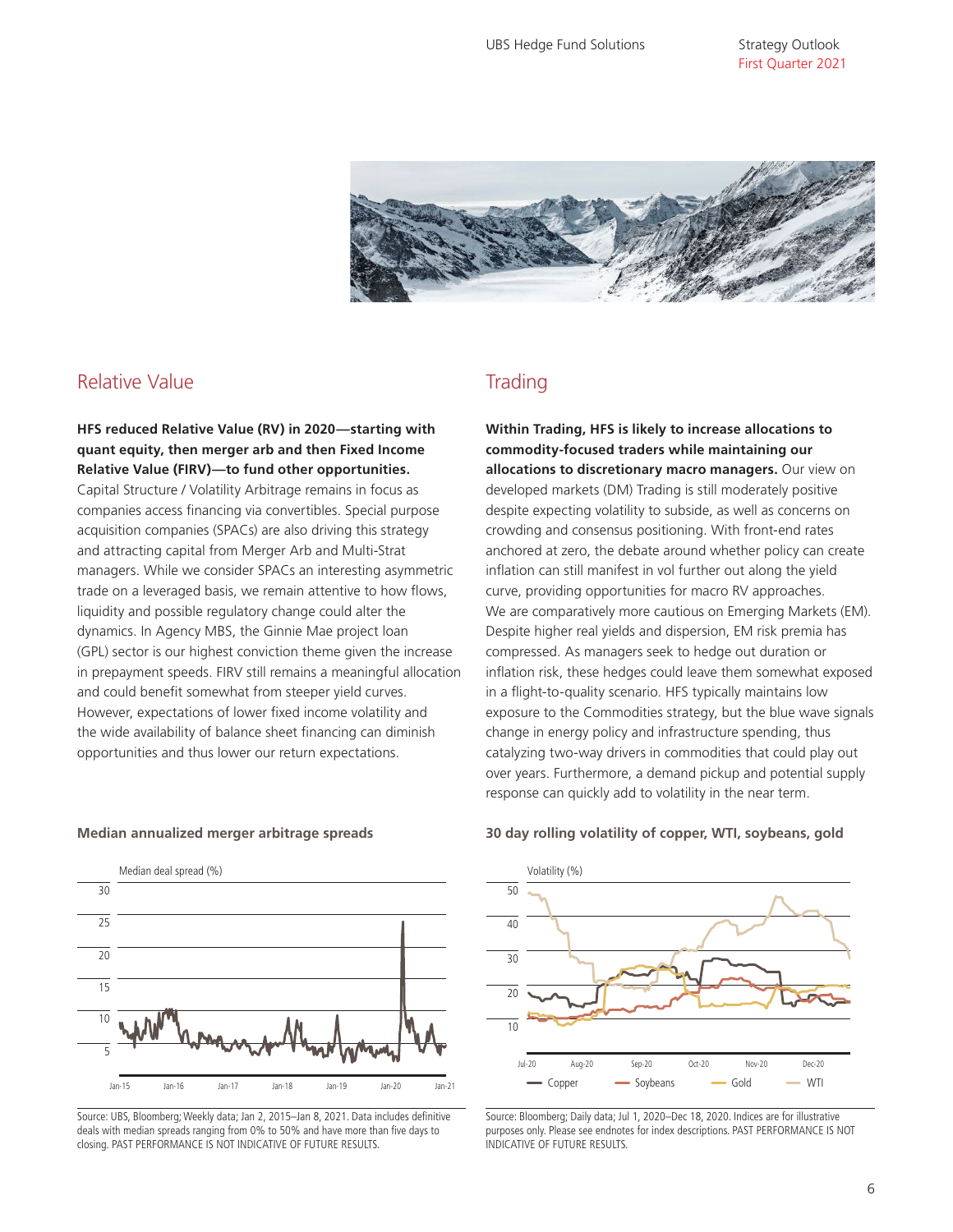## Relative Value

**HFS reduced Relative Value (RV) in 2020—starting with quant equity, then merger arb and then Fixed Income Relative Value (FIRV)—to fund other opportunities.** Capital Structure / Volatility Arbitrage remains in focus as companies access financing via convertibles. Special purpose acquisition companies (SPACs) are also driving this strategy and attracting capital from Merger Arb and Multi-Strat managers. While we consider SPACs an interesting asymmetric trade on a leveraged basis, we remain attentive to how flows, liquidity and possible regulatory change could alter the dynamics. In Agency MBS, the Ginnie Mae project loan (GPL) sector is our highest conviction theme given the increase in prepayment speeds. FIRV still remains a meaningful allocation and could benefit somewhat from steeper yield curves. However, expectations of lower fixed income volatility and the wide availability of balance sheet financing can diminish opportunities and thus lower our return expectations.

**Median annualized merger arbitrage spreads**

Source: UBS, Bloomberg; Weekly data; Jan 2, 2015–Jan 8, 2021. Data includes definitive deals with median spreads ranging from 0% to 50% and have more than five days to closing. PAST PERFORMANCE IS NOT INDICATIVE OF FUTURE RESULTS.

## Trading

**Within Trading, HFS is likely to increase allocations to commodity-focused traders while maintaining our allocations to discretionary macro managers.** Our view on developed markets (DM) Trading is still moderately positive despite expecting volatility to subside, as well as concerns on crowding and consensus positioning. With front-end rates anchored at zero, the debate around whether policy can create inflation can still manifest in vol further out along the yield curve, providing opportunities for macro RV approaches. We are comparatively more cautious on Emerging Markets (EM). Despite higher real yields and dispersion, EM risk premia has compressed. As managers seek to hedge out duration or inflation risk, these hedges could leave them somewhat exposed in a flight-to-quality scenario. HFS typically maintains low exposure to the Commodities strategy, but the blue wave signals change in energy policy and infrastructure spending, thus catalyzing two-way drivers in commodities that could play out over years. Furthermore, a demand pickup and potential supply response can quickly add to volatility in the near term.

**30 day rolling volatility of copper, WTI, soybeans, gold**

Source: Bloomberg; Daily data; Jul 1, 2020–Dec 18, 2020. Indices are for illustrative purposes only. Please see endnotes for index descriptions. PAST PERFORMANCE IS NOT INDICATIVE OF FUTURE RESULTS.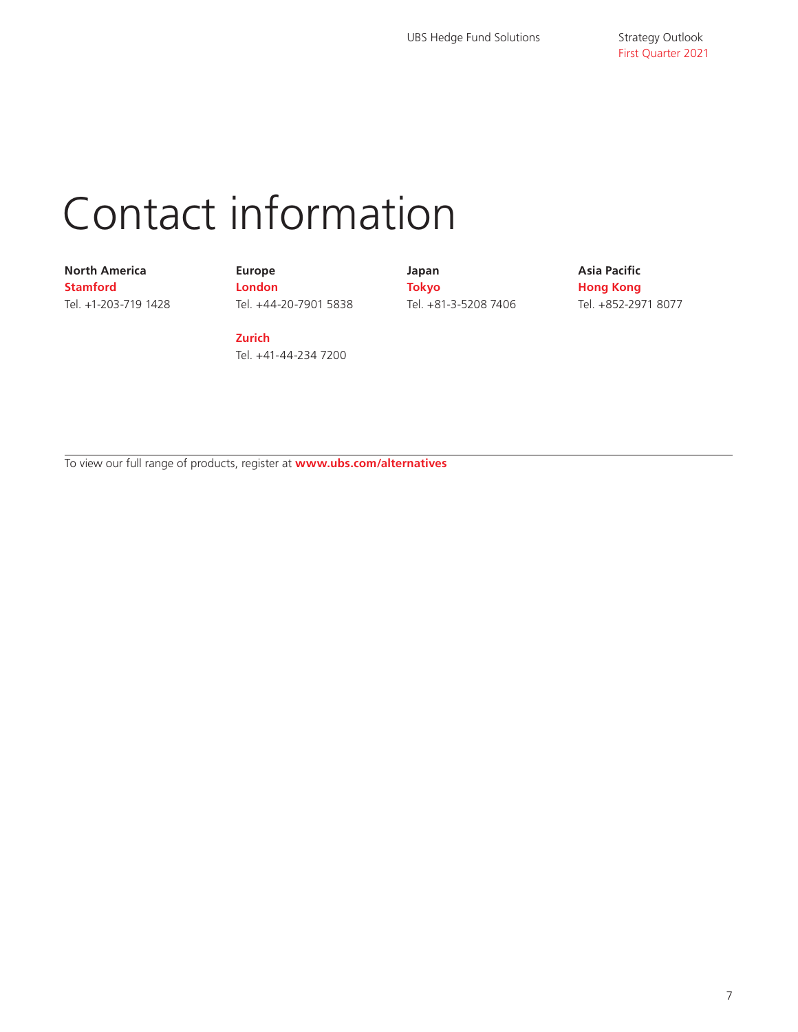# Contact information

**North America**
**Stamford**
Tel. +1-203-719 1428

**Europe**
**London**
Tel. +44-20-7901 5838

**Zurich**
Tel. +41-44-234 7200

**Japan**
**Tokyo**
Tel. +81-3-5208 7406

**Asia Pacific**
**Hong Kong**
Tel. +852-2971 8077

To view our full range of products, register at **www.ubs.com/alternatives**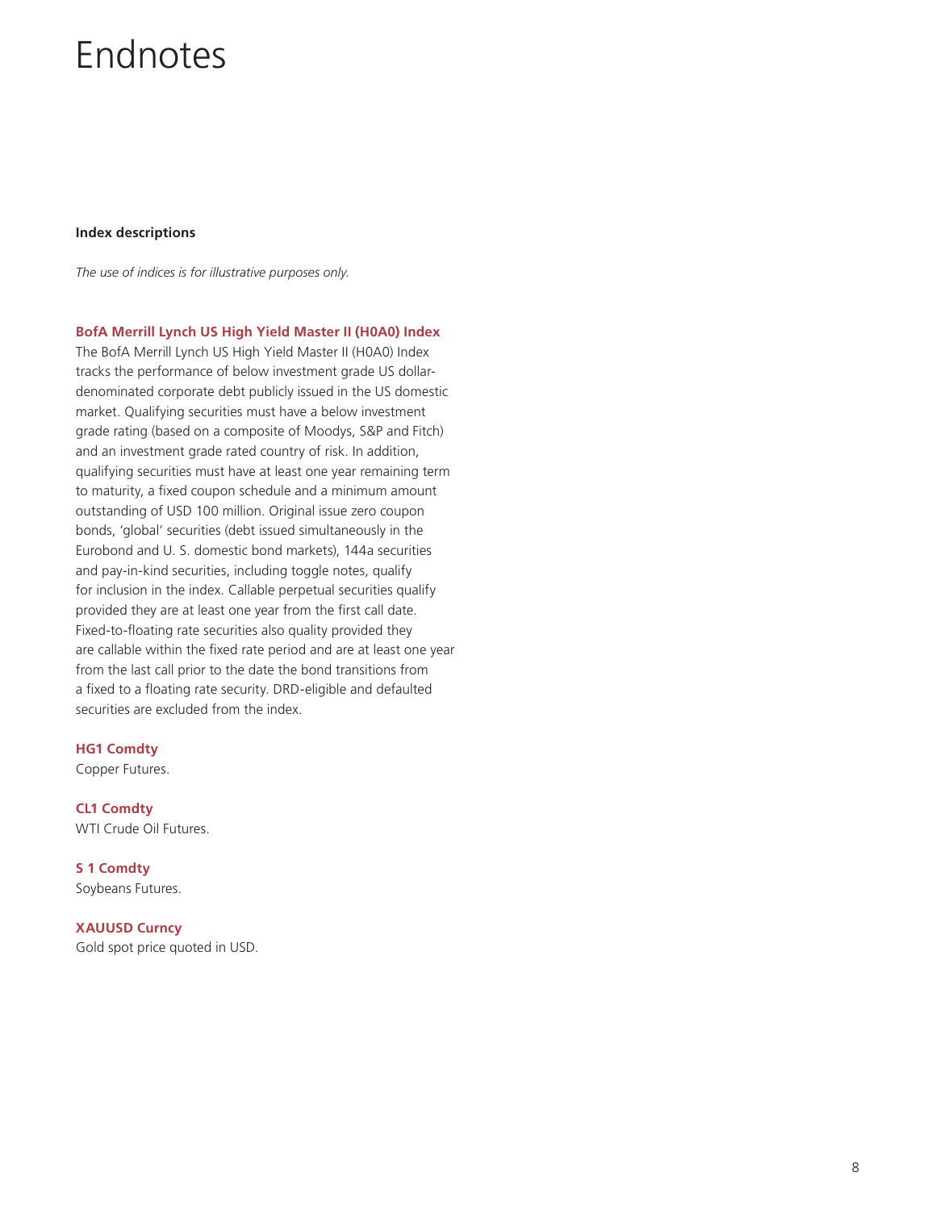# Endnotes

**Index descriptions**

*The use of indices is for illustrative purposes only.*

**BofA Merrill Lynch US High Yield Master II (H0A0) Index**

The BofA Merrill Lynch US High Yield Master II (H0A0) Index tracks the performance of below investment grade US dollar-denominated corporate debt publicly issued in the US domestic market. Qualifying securities must have a below investment grade rating (based on a composite of Moodys, S&P and Fitch) and an investment grade rated country of risk. In addition, qualifying securities must have at least one year remaining term to maturity, a fixed coupon schedule and a minimum amount outstanding of USD 100 million. Original issue zero coupon bonds, 'global' securities (debt issued simultaneously in the Eurobond and U. S. domestic bond markets), 144a securities and pay-in-kind securities, including toggle notes, qualify for inclusion in the index. Callable perpetual securities qualify provided they are at least one year from the first call date. Fixed-to-floating rate securities also quality provided they are callable within the fixed rate period and are at least one year from the last call prior to the date the bond transitions from a fixed to a floating rate security. DRD-eligible and defaulted securities are excluded from the index.

**HG1 Comdty**

Copper Futures.

**CL1 Comdty**

WTI Crude Oil Futures.

**S 1 Comdty**

Soybeans Futures.

**XAUUSD Curncy**

Gold spot price quoted in USD.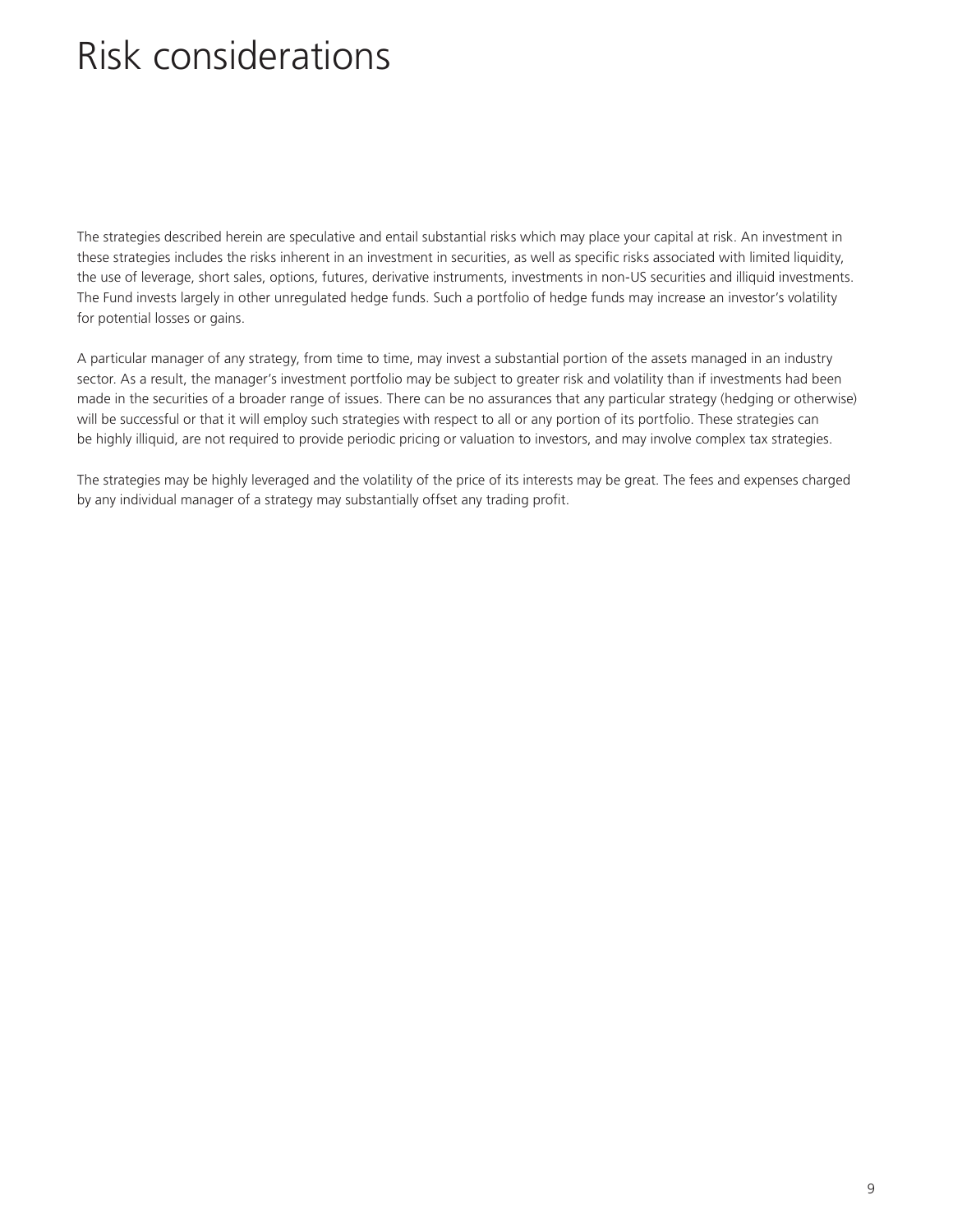# Risk considerations

The strategies described herein are speculative and entail substantial risks which may place your capital at risk. An investment in these strategies includes the risks inherent in an investment in securities, as well as specific risks associated with limited liquidity, the use of leverage, short sales, options, futures, derivative instruments, investments in non-US securities and illiquid investments. The Fund invests largely in other unregulated hedge funds. Such a portfolio of hedge funds may increase an investor's volatility for potential losses or gains.

A particular manager of any strategy, from time to time, may invest a substantial portion of the assets managed in an industry sector. As a result, the manager's investment portfolio may be subject to greater risk and volatility than if investments had been made in the securities of a broader range of issues. There can be no assurances that any particular strategy (hedging or otherwise) will be successful or that it will employ such strategies with respect to all or any portion of its portfolio. These strategies can be highly illiquid, are not required to provide periodic pricing or valuation to investors, and may involve complex tax strategies.

The strategies may be highly leveraged and the volatility of the price of its interests may be great. The fees and expenses charged by any individual manager of a strategy may substantially offset any trading profit.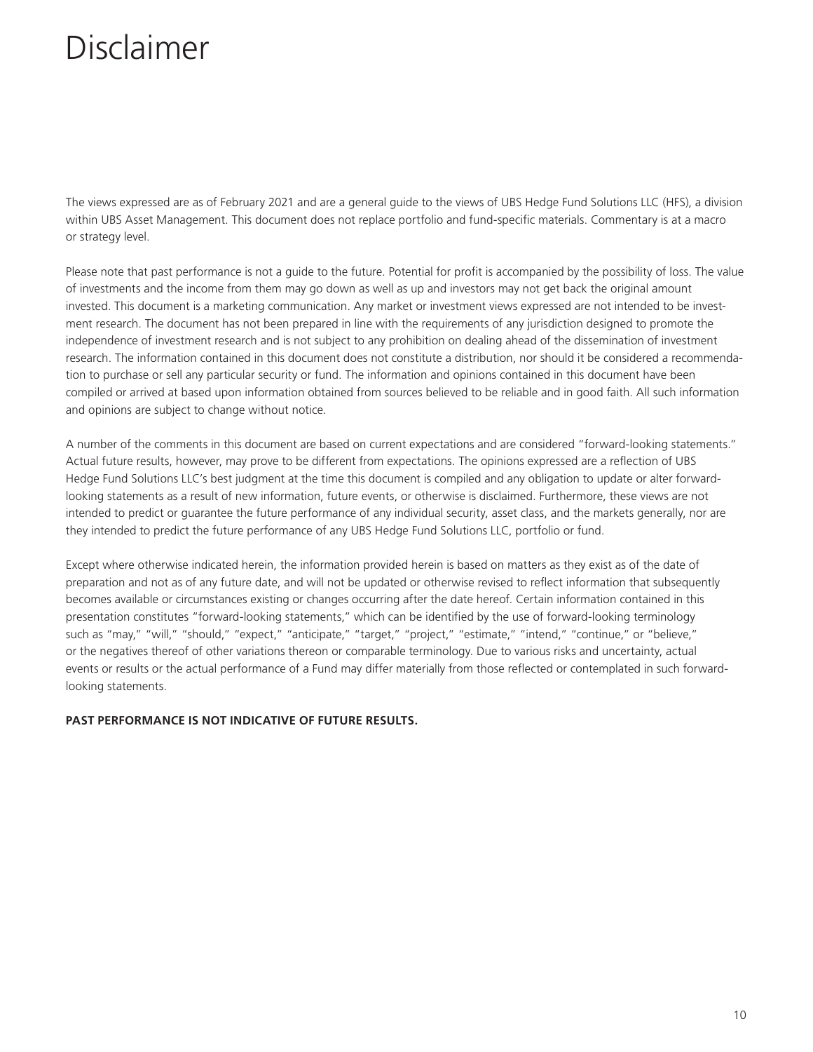# Disclaimer

The views expressed are as of February 2021 and are a general guide to the views of UBS Hedge Fund Solutions LLC (HFS), a division within UBS Asset Management. This document does not replace portfolio and fund-specific materials. Commentary is at a macro or strategy level.

Please note that past performance is not a guide to the future. Potential for profit is accompanied by the possibility of loss. The value of investments and the income from them may go down as well as up and investors may not get back the original amount invested. This document is a marketing communication. Any market or investment views expressed are not intended to be investment research. The document has not been prepared in line with the requirements of any jurisdiction designed to promote the independence of investment research and is not subject to any prohibition on dealing ahead of the dissemination of investment research. The information contained in this document does not constitute a distribution, nor should it be considered a recommendation to purchase or sell any particular security or fund. The information and opinions contained in this document have been compiled or arrived at based upon information obtained from sources believed to be reliable and in good faith. All such information and opinions are subject to change without notice.

A number of the comments in this document are based on current expectations and are considered "forward-looking statements." Actual future results, however, may prove to be different from expectations. The opinions expressed are a reflection of UBS Hedge Fund Solutions LLC's best judgment at the time this document is compiled and any obligation to update or alter forward-looking statements as a result of new information, future events, or otherwise is disclaimed. Furthermore, these views are not intended to predict or guarantee the future performance of any individual security, asset class, and the markets generally, nor are they intended to predict the future performance of any UBS Hedge Fund Solutions LLC, portfolio or fund.

Except where otherwise indicated herein, the information provided herein is based on matters as they exist as of the date of preparation and not as of any future date, and will not be updated or otherwise revised to reflect information that subsequently becomes available or circumstances existing or changes occurring after the date hereof. Certain information contained in this presentation constitutes "forward-looking statements," which can be identified by the use of forward-looking terminology such as "may," "will," "should," "expect," "anticipate," "target," "project," "estimate," "intend," "continue," or "believe," or the negatives thereof of other variations thereon or comparable terminology. Due to various risks and uncertainty, actual events or results or the actual performance of a Fund may differ materially from those reflected or contemplated in such forward-looking statements.

**PAST PERFORMANCE IS NOT INDICATIVE OF FUTURE RESULTS.**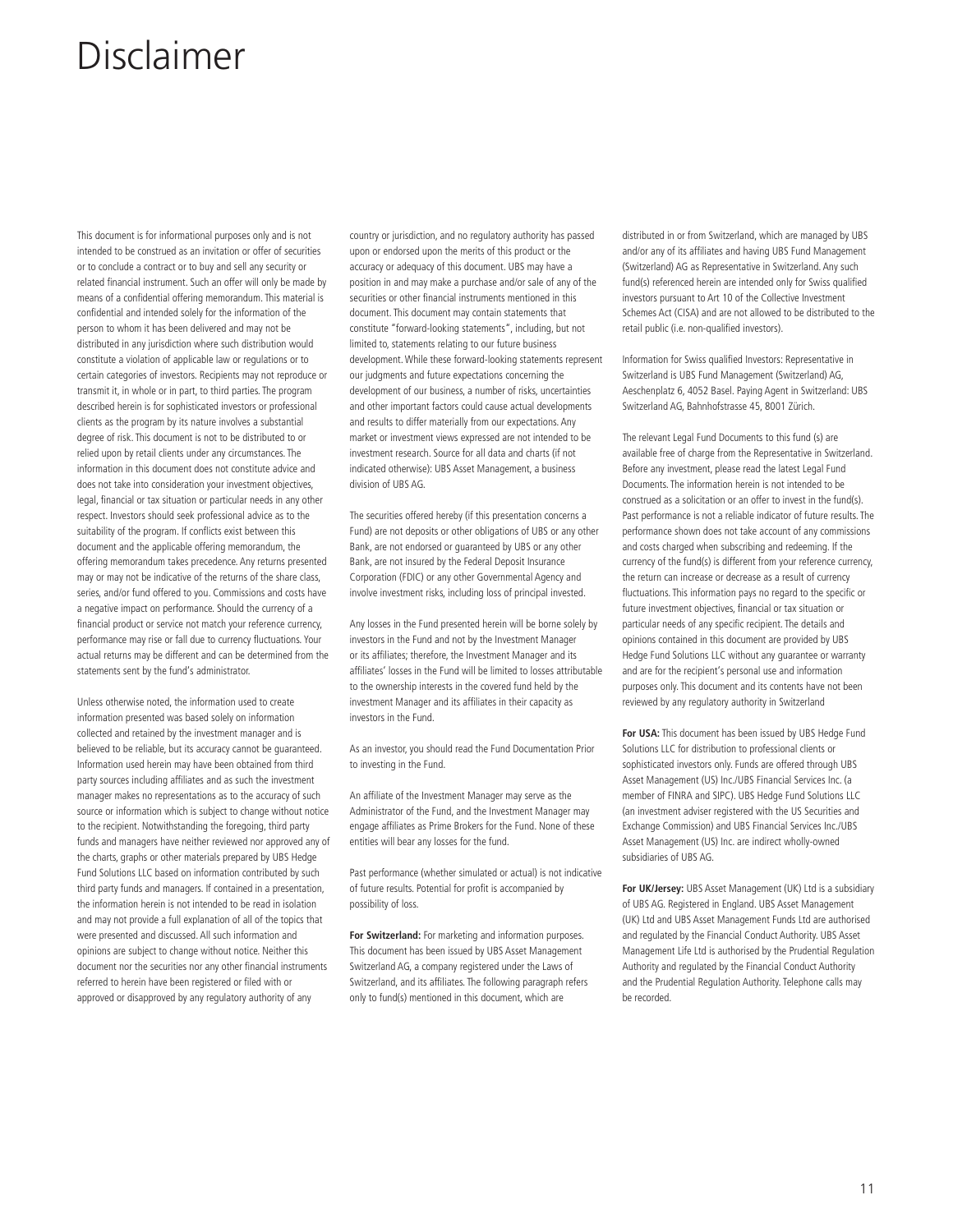# Disclaimer

This document is for informational purposes only and is not intended to be construed as an invitation or offer of securities or to conclude a contract or to buy and sell any security or related financial instrument. Such an offer will only be made by means of a confidential offering memorandum. This material is confidential and intended solely for the information of the person to whom it has been delivered and may not be distributed in any jurisdiction where such distribution would constitute a violation of applicable law or regulations or to certain categories of investors. Recipients may not reproduce or transmit it, in whole or in part, to third parties. The program described herein is for sophisticated investors or professional clients as the program by its nature involves a substantial degree of risk. This document is not to be distributed to or relied upon by retail clients under any circumstances. The information in this document does not constitute advice and does not take into consideration your investment objectives, legal, financial or tax situation or particular needs in any other respect. Investors should seek professional advice as to the suitability of the program. If conflicts exist between this document and the applicable offering memorandum, the offering memorandum takes precedence. Any returns presented may or may not be indicative of the returns of the share class, series, and/or fund offered to you. Commissions and costs have a negative impact on performance. Should the currency of a financial product or service not match your reference currency, performance may rise or fall due to currency fluctuations. Your actual returns may be different and can be determined from the statements sent by the fund's administrator.

Unless otherwise noted, the information used to create information presented was based solely on information collected and retained by the investment manager and is believed to be reliable, but its accuracy cannot be guaranteed. Information used herein may have been obtained from third party sources including affiliates and as such the investment manager makes no representations as to the accuracy of such source or information which is subject to change without notice to the recipient. Notwithstanding the foregoing, third party funds and managers have neither reviewed nor approved any of the charts, graphs or other materials prepared by UBS Hedge Fund Solutions LLC based on information contributed by such third party funds and managers. If contained in a presentation, the information herein is not intended to be read in isolation and may not provide a full explanation of all of the topics that were presented and discussed. All such information and opinions are subject to change without notice. Neither this document nor the securities nor any other financial instruments referred to herein have been registered or filed with or approved or disapproved by any regulatory authority of any country or jurisdiction, and no regulatory authority has passed upon or endorsed upon the merits of this product or the accuracy or adequacy of this document. UBS may have a position in and may make a purchase and/or sale of any of the securities or other financial instruments mentioned in this document. This document may contain statements that constitute "forward-looking statements", including, but not limited to, statements relating to our future business development. While these forward-looking statements represent our judgments and future expectations concerning the development of our business, a number of risks, uncertainties and other important factors could cause actual developments and results to differ materially from our expectations. Any market or investment views expressed are not intended to be investment research. Source for all data and charts (if not indicated otherwise): UBS Asset Management, a business division of UBS AG.

The securities offered hereby (if this presentation concerns a Fund) are not deposits or other obligations of UBS or any other Bank, are not endorsed or guaranteed by UBS or any other Bank, are not insured by the Federal Deposit Insurance Corporation (FDIC) or any other Governmental Agency and involve investment risks, including loss of principal invested.

Any losses in the Fund presented herein will be borne solely by investors in the Fund and not by the Investment Manager or its affiliates; therefore, the Investment Manager and its affiliates' losses in the Fund will be limited to losses attributable to the ownership interests in the covered fund held by the investment Manager and its affiliates in their capacity as investors in the Fund.

As an investor, you should read the Fund Documentation Prior to investing in the Fund.

An affiliate of the Investment Manager may serve as the Administrator of the Fund, and the Investment Manager may engage affiliates as Prime Brokers for the Fund. None of these entities will bear any losses for the fund.

Past performance (whether simulated or actual) is not indicative of future results. Potential for profit is accompanied by possibility of loss.

**For Switzerland:** For marketing and information purposes. This document has been issued by UBS Asset Management Switzerland AG, a company registered under the Laws of Switzerland, and its affiliates. The following paragraph refers only to fund(s) mentioned in this document, which are distributed in or from Switzerland, which are managed by UBS and/or any of its affiliates and having UBS Fund Management (Switzerland) AG as Representative in Switzerland. Any such fund(s) referenced herein are intended only for Swiss qualified investors pursuant to Art 10 of the Collective Investment Schemes Act (CISA) and are not allowed to be distributed to the retail public (i.e. non-qualified investors).

Information for Swiss qualified Investors: Representative in Switzerland is UBS Fund Management (Switzerland) AG, Aeschenplatz 6, 4052 Basel. Paying Agent in Switzerland: UBS Switzerland AG, Bahnhofstrasse 45, 8001 Zürich.

The relevant Legal Fund Documents to this fund (s) are available free of charge from the Representative in Switzerland. Before any investment, please read the latest Legal Fund Documents. The information herein is not intended to be construed as a solicitation or an offer to invest in the fund(s). Past performance is not a reliable indicator of future results. The performance shown does not take account of any commissions and costs charged when subscribing and redeeming. If the currency of the fund(s) is different from your reference currency, the return can increase or decrease as a result of currency fluctuations. This information pays no regard to the specific or future investment objectives, financial or tax situation or particular needs of any specific recipient. The details and opinions contained in this document are provided by UBS Hedge Fund Solutions LLC without any guarantee or warranty and are for the recipient's personal use and information purposes only. This document and its contents have not been reviewed by any regulatory authority in Switzerland

**For USA:** This document has been issued by UBS Hedge Fund Solutions LLC for distribution to professional clients or sophisticated investors only. Funds are offered through UBS Asset Management (US) Inc./UBS Financial Services Inc. (a member of FINRA and SIPC). UBS Hedge Fund Solutions LLC (an investment adviser registered with the US Securities and Exchange Commission) and UBS Financial Services Inc./UBS Asset Management (US) Inc. are indirect wholly-owned subsidiaries of UBS AG.

**For UK/Jersey:** UBS Asset Management (UK) Ltd is a subsidiary of UBS AG. Registered in England. UBS Asset Management (UK) Ltd and UBS Asset Management Funds Ltd are authorised and regulated by the Financial Conduct Authority. UBS Asset Management Life Ltd is authorised by the Prudential Regulation Authority and regulated by the Financial Conduct Authority and the Prudential Regulation Authority. Telephone calls may be recorded.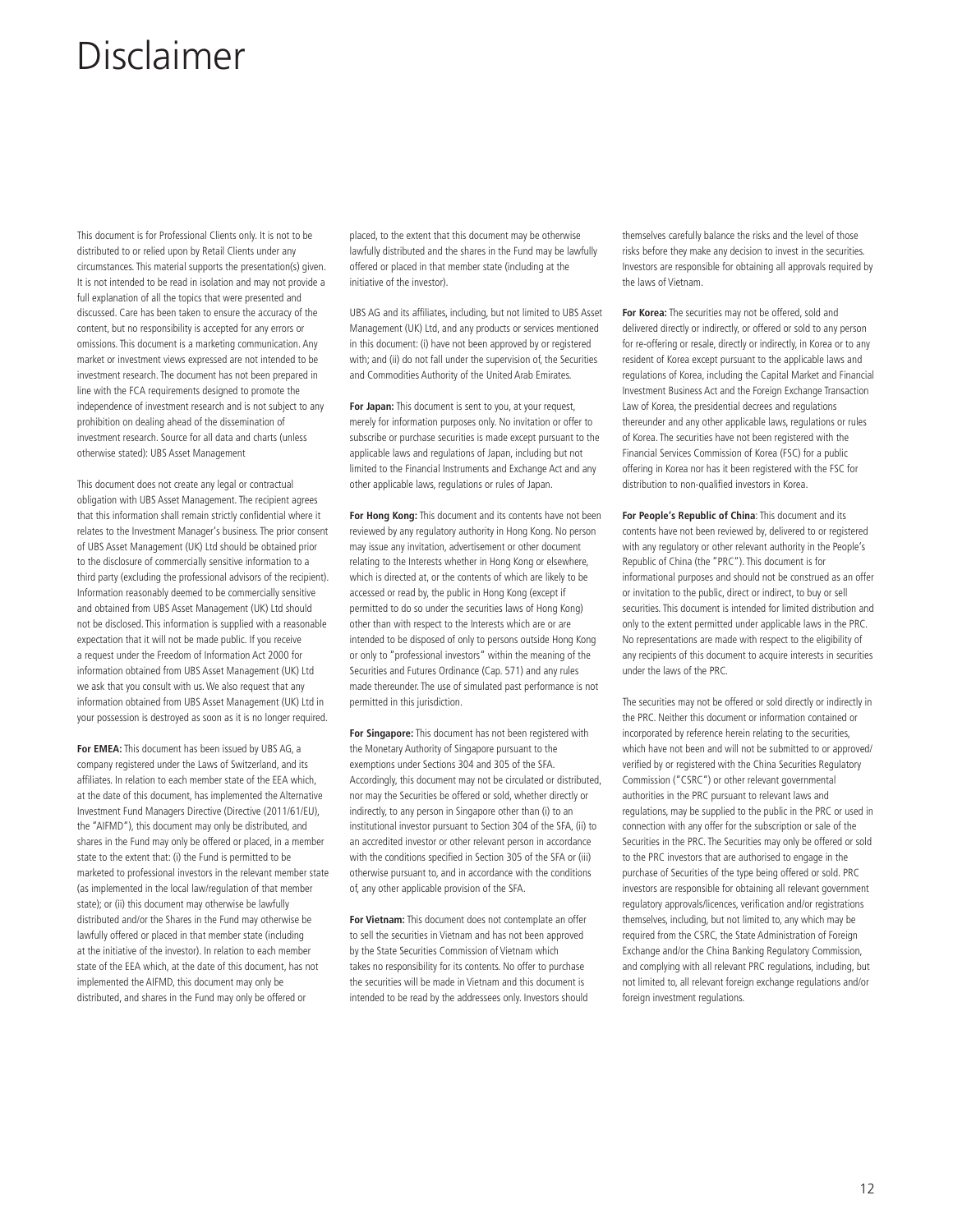# Disclaimer

This document is for Professional Clients only. It is not to be distributed to or relied upon by Retail Clients under any circumstances. This material supports the presentation(s) given. It is not intended to be read in isolation and may not provide a full explanation of all the topics that were presented and discussed. Care has been taken to ensure the accuracy of the content, but no responsibility is accepted for any errors or omissions. This document is a marketing communication. Any market or investment views expressed are not intended to be investment research. The document has not been prepared in line with the FCA requirements designed to promote the independence of investment research and is not subject to any prohibition on dealing ahead of the dissemination of investment research. Source for all data and charts (unless otherwise stated): UBS Asset Management

This document does not create any legal or contractual obligation with UBS Asset Management. The recipient agrees that this information shall remain strictly confidential where it relates to the Investment Manager's business. The prior consent of UBS Asset Management (UK) Ltd should be obtained prior to the disclosure of commercially sensitive information to a third party (excluding the professional advisors of the recipient). Information reasonably deemed to be commercially sensitive and obtained from UBS Asset Management (UK) Ltd should not be disclosed. This information is supplied with a reasonable expectation that it will not be made public. If you receive a request under the Freedom of Information Act 2000 for information obtained from UBS Asset Management (UK) Ltd we ask that you consult with us. We also request that any information obtained from UBS Asset Management (UK) Ltd in your possession is destroyed as soon as it is no longer required.

**For EMEA:** This document has been issued by UBS AG, a company registered under the Laws of Switzerland, and its affiliates. In relation to each member state of the EEA which, at the date of this document, has implemented the Alternative Investment Fund Managers Directive (Directive (2011/61/EU), the "AIFMD"), this document may only be distributed, and shares in the Fund may only be offered or placed, in a member state to the extent that: (i) the Fund is permitted to be marketed to professional investors in the relevant member state (as implemented in the local law/regulation of that member state); or (ii) this document may otherwise be lawfully distributed and/or the Shares in the Fund may otherwise be lawfully offered or placed in that member state (including at the initiative of the investor). In relation to each member state of the EEA which, at the date of this document, has not implemented the AIFMD, this document may only be distributed, and shares in the Fund may only be offered or placed, to the extent that this document may be otherwise lawfully distributed and the shares in the Fund may be lawfully offered or placed in that member state (including at the initiative of the investor).

UBS AG and its affiliates, including, but not limited to UBS Asset Management (UK) Ltd, and any products or services mentioned in this document: (i) have not been approved by or registered with; and (ii) do not fall under the supervision of, the Securities and Commodities Authority of the United Arab Emirates.

**For Japan:** This document is sent to you, at your request, merely for information purposes only. No invitation or offer to subscribe or purchase securities is made except pursuant to the applicable laws and regulations of Japan, including but not limited to the Financial Instruments and Exchange Act and any other applicable laws, regulations or rules of Japan.

**For Hong Kong:** This document and its contents have not been reviewed by any regulatory authority in Hong Kong. No person may issue any invitation, advertisement or other document relating to the Interests whether in Hong Kong or elsewhere, which is directed at, or the contents of which are likely to be accessed or read by, the public in Hong Kong (except if permitted to do so under the securities laws of Hong Kong) other than with respect to the Interests which are or are intended to be disposed of only to persons outside Hong Kong or only to "professional investors" within the meaning of the Securities and Futures Ordinance (Cap. 571) and any rules made thereunder. The use of simulated past performance is not permitted in this jurisdiction.

**For Singapore:** This document has not been registered with the Monetary Authority of Singapore pursuant to the exemptions under Sections 304 and 305 of the SFA. Accordingly, this document may not be circulated or distributed, nor may the Securities be offered or sold, whether directly or indirectly, to any person in Singapore other than (i) to an institutional investor pursuant to Section 304 of the SFA, (ii) to an accredited investor or other relevant person in accordance with the conditions specified in Section 305 of the SFA or (iii) otherwise pursuant to, and in accordance with the conditions of, any other applicable provision of the SFA.

**For Vietnam:** This document does not contemplate an offer to sell the securities in Vietnam and has not been approved by the State Securities Commission of Vietnam which takes no responsibility for its contents. No offer to purchase the securities will be made in Vietnam and this document is intended to be read by the addressees only. Investors should themselves carefully balance the risks and the level of those risks before they make any decision to invest in the securities. Investors are responsible for obtaining all approvals required by the laws of Vietnam.

**For Korea:** The securities may not be offered, sold and delivered directly or indirectly, or offered or sold to any person for re-offering or resale, directly or indirectly, in Korea or to any resident of Korea except pursuant to the applicable laws and regulations of Korea, including the Capital Market and Financial Investment Business Act and the Foreign Exchange Transaction Law of Korea, the presidential decrees and regulations thereunder and any other applicable laws, regulations or rules of Korea. The securities have not been registered with the Financial Services Commission of Korea (FSC) for a public offering in Korea nor has it been registered with the FSC for distribution to non-qualified investors in Korea.

**For People's Republic of China**: This document and its contents have not been reviewed by, delivered to or registered with any regulatory or other relevant authority in the People's Republic of China (the "PRC"). This document is for informational purposes and should not be construed as an offer or invitation to the public, direct or indirect, to buy or sell securities. This document is intended for limited distribution and only to the extent permitted under applicable laws in the PRC. No representations are made with respect to the eligibility of any recipients of this document to acquire interests in securities under the laws of the PRC.

The securities may not be offered or sold directly or indirectly in the PRC. Neither this document or information contained or incorporated by reference herein relating to the securities, which have not been and will not be submitted to or approved/verified by or registered with the China Securities Regulatory Commission ("CSRC") or other relevant governmental authorities in the PRC pursuant to relevant laws and regulations, may be supplied to the public in the PRC or used in connection with any offer for the subscription or sale of the Securities in the PRC. The Securities may only be offered or sold to the PRC investors that are authorised to engage in the purchase of Securities of the type being offered or sold. PRC investors are responsible for obtaining all relevant government regulatory approvals/licences, verification and/or registrations themselves, including, but not limited to, any which may be required from the CSRC, the State Administration of Foreign Exchange and/or the China Banking Regulatory Commission, and complying with all relevant PRC regulations, including, but not limited to, all relevant foreign exchange regulations and/or foreign investment regulations.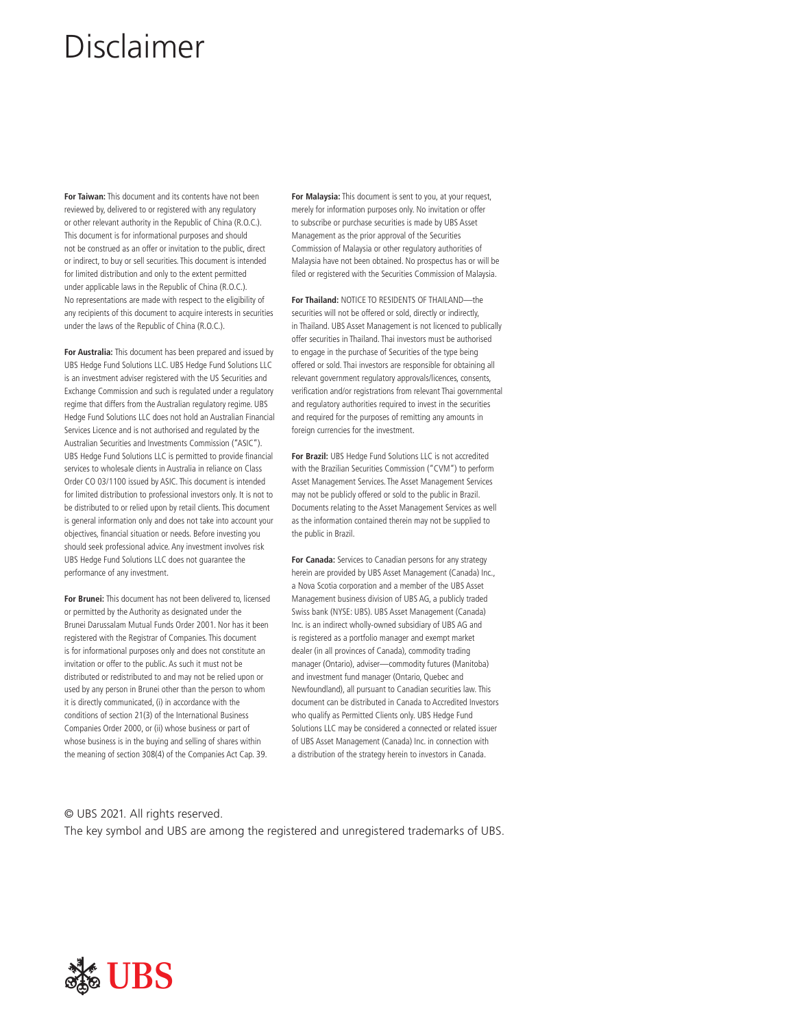# Disclaimer

**For Taiwan:** This document and its contents have not been reviewed by, delivered to or registered with any regulatory or other relevant authority in the Republic of China (R.O.C.). This document is for informational purposes and should not be construed as an offer or invitation to the public, direct or indirect, to buy or sell securities. This document is intended for limited distribution and only to the extent permitted under applicable laws in the Republic of China (R.O.C.). No representations are made with respect to the eligibility of any recipients of this document to acquire interests in securities under the laws of the Republic of China (R.O.C.).

**For Australia:** This document has been prepared and issued by UBS Hedge Fund Solutions LLC. UBS Hedge Fund Solutions LLC is an investment adviser registered with the US Securities and Exchange Commission and such is regulated under a regulatory regime that differs from the Australian regulatory regime. UBS Hedge Fund Solutions LLC does not hold an Australian Financial Services Licence and is not authorised and regulated by the Australian Securities and Investments Commission ("ASIC"). UBS Hedge Fund Solutions LLC is permitted to provide financial services to wholesale clients in Australia in reliance on Class Order CO 03/1100 issued by ASIC. This document is intended for limited distribution to professional investors only. It is not to be distributed to or relied upon by retail clients. This document is general information only and does not take into account your objectives, financial situation or needs. Before investing you should seek professional advice. Any investment involves risk UBS Hedge Fund Solutions LLC does not guarantee the performance of any investment.

**For Brunei:** This document has not been delivered to, licensed or permitted by the Authority as designated under the Brunei Darussalam Mutual Funds Order 2001. Nor has it been registered with the Registrar of Companies. This document is for informational purposes only and does not constitute an invitation or offer to the public. As such it must not be distributed or redistributed to and may not be relied upon or used by any person in Brunei other than the person to whom it is directly communicated, (i) in accordance with the conditions of section 21(3) of the International Business Companies Order 2000, or (ii) whose business or part of whose business is in the buying and selling of shares within the meaning of section 308(4) of the Companies Act Cap. 39.

**For Malaysia:** This document is sent to you, at your request, merely for information purposes only. No invitation or offer to subscribe or purchase securities is made by UBS Asset Management as the prior approval of the Securities Commission of Malaysia or other regulatory authorities of Malaysia have not been obtained. No prospectus has or will be filed or registered with the Securities Commission of Malaysia.

**For Thailand:** NOTICE TO RESIDENTS OF THAILAND—the securities will not be offered or sold, directly or indirectly, in Thailand. UBS Asset Management is not licenced to publically offer securities in Thailand. Thai investors must be authorised to engage in the purchase of Securities of the type being offered or sold. Thai investors are responsible for obtaining all relevant government regulatory approvals/licences, consents, verification and/or registrations from relevant Thai governmental and regulatory authorities required to invest in the securities and required for the purposes of remitting any amounts in foreign currencies for the investment.

**For Brazil:** UBS Hedge Fund Solutions LLC is not accredited with the Brazilian Securities Commission ("CVM") to perform Asset Management Services. The Asset Management Services may not be publicly offered or sold to the public in Brazil. Documents relating to the Asset Management Services as well as the information contained therein may not be supplied to the public in Brazil.

**For Canada:** Services to Canadian persons for any strategy herein are provided by UBS Asset Management (Canada) Inc., a Nova Scotia corporation and a member of the UBS Asset Management business division of UBS AG, a publicly traded Swiss bank (NYSE: UBS). UBS Asset Management (Canada) Inc. is an indirect wholly-owned subsidiary of UBS AG and is registered as a portfolio manager and exempt market dealer (in all provinces of Canada), commodity trading manager (Ontario), adviser—commodity futures (Manitoba) and investment fund manager (Ontario, Quebec and Newfoundland), all pursuant to Canadian securities law. This document can be distributed in Canada to Accredited Investors who qualify as Permitted Clients only. UBS Hedge Fund Solutions LLC may be considered a connected or related issuer of UBS Asset Management (Canada) Inc. in connection with a distribution of the strategy herein to investors in Canada.

© UBS 2021. All rights reserved.
The key symbol and UBS are among the registered and unregistered trademarks of UBS.

UBS